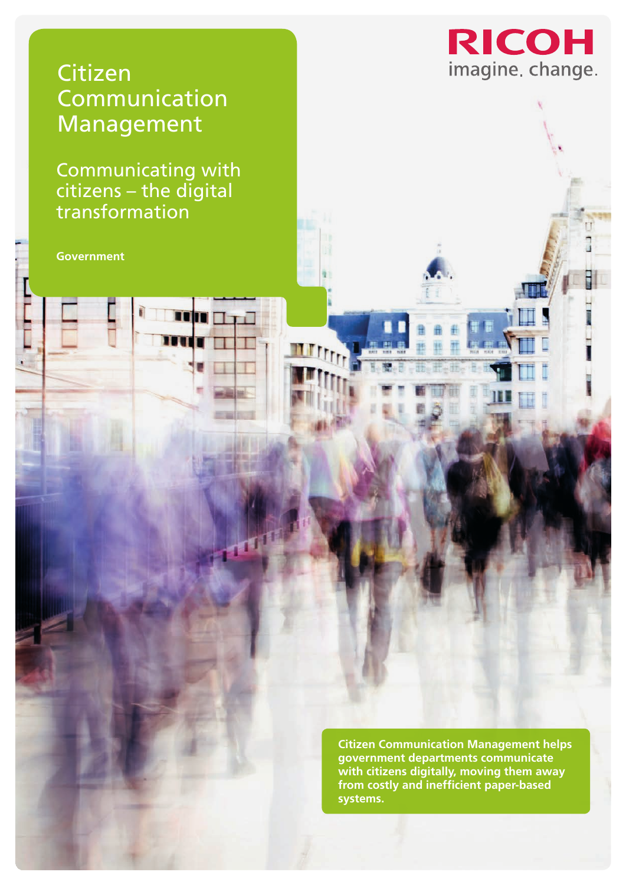# Citizen Communication Management

## Communicating with citizens – the digital transformation

**Government**

RICOH

imagine. change.

**Citizen Communication Management helps government departments communicate with citizens digitally, moving them away from costly and inefficient paper-based systems.**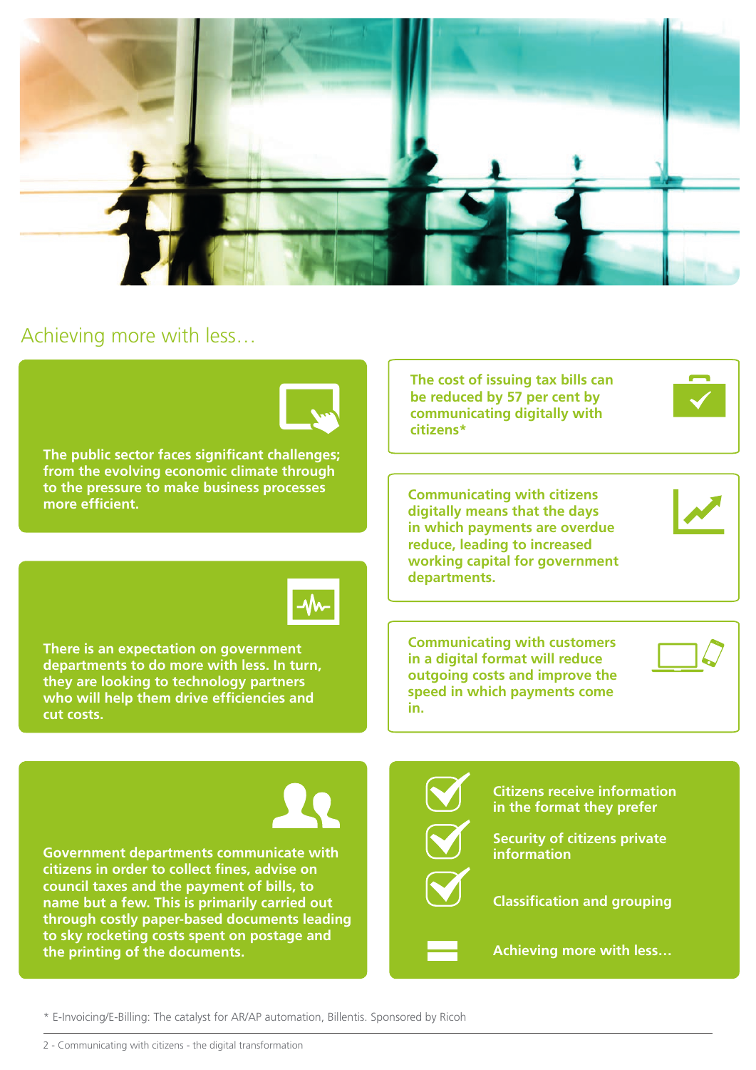## Achieving more with less…

The public sector faces significant challenges; from the evolving economic climate through to the pressure to make business processes more efficient.

There is an expectation on government departments to do more with less. In turn, they are looking to technology partners who will help them drive efficiencies and cut costs.

Government departments communicate with citizens in order to collect fines, advise on council taxes and the payment of bills, to name but a few. This is primarily carried out through costly paper-based documents leading to sky rocketing costs spent on postage and the printing of the documents.

The cost of issuing tax bills can be reduced by 57 per cent by communicating digitally with citizens*

Communicating with citizens digitally means that the days in which payments are overdue reduce, leading to increased working capital for government departments.

Communicating with customers in a digital format will reduce outgoing costs and improve the speed in which payments come in.

- Citizens receive information in the format they prefer
- Security of citizens private information
- Classification and grouping

= Achieving more with less…

\* E-Invoicing/E-Billing: The catalyst for AR/AP automation, Billentis. Sponsored by Ricoh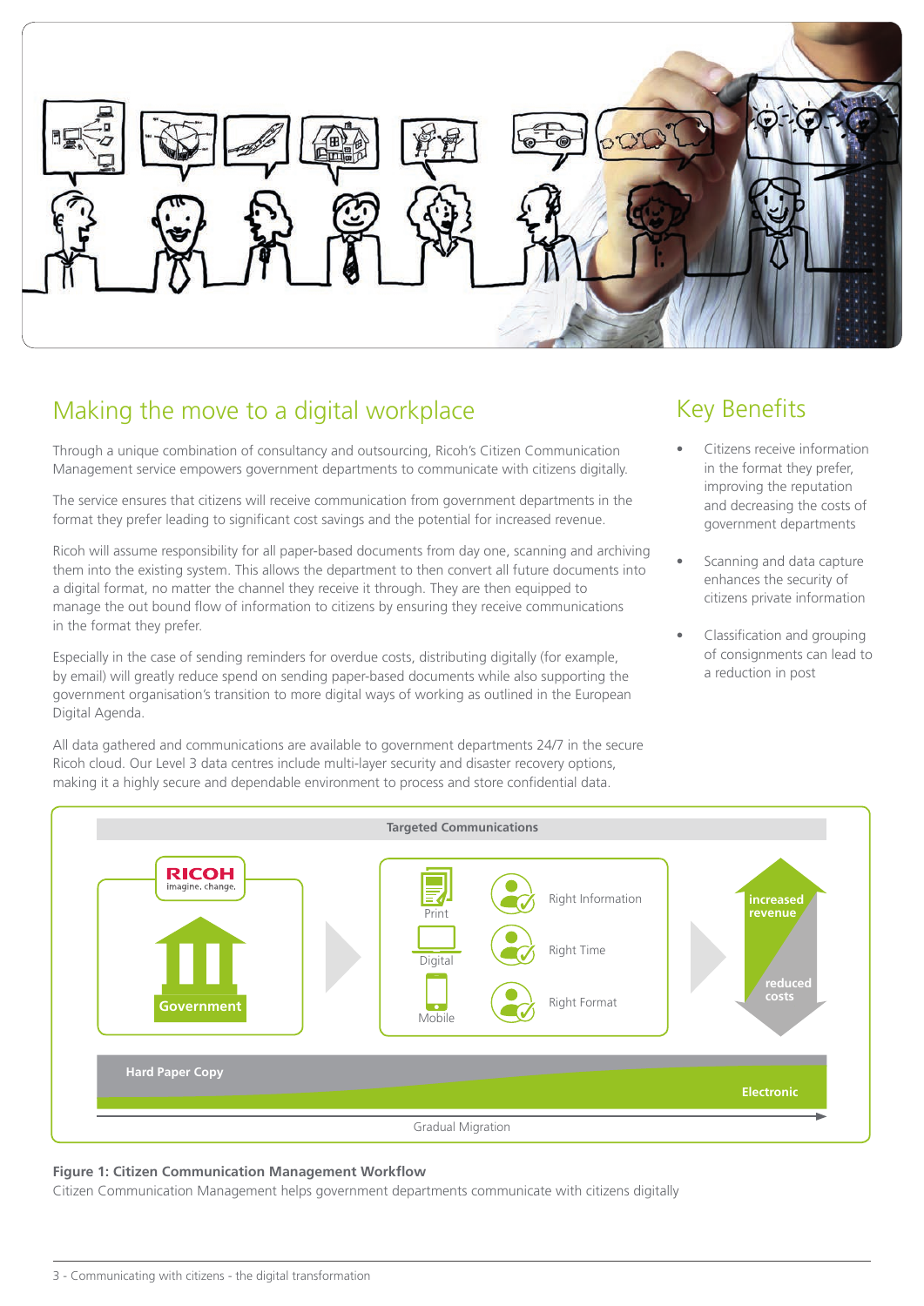## Making the move to a digital workplace

Through a unique combination of consultancy and outsourcing, Ricoh's Citizen Communication Management service empowers government departments to communicate with citizens digitally.

The service ensures that citizens will receive communication from government departments in the format they prefer leading to significant cost savings and the potential for increased revenue.

Ricoh will assume responsibility for all paper-based documents from day one, scanning and archiving them into the existing system. This allows the department to then convert all future documents into a digital format, no matter the channel they receive it through. They are then equipped to manage the out bound flow of information to citizens by ensuring they receive communications in the format they prefer.

Especially in the case of sending reminders for overdue costs, distributing digitally (for example, by email) will greatly reduce spend on sending paper-based documents while also supporting the government organisation's transition to more digital ways of working as outlined in the European Digital Agenda.

All data gathered and communications are available to government departments 24/7 in the secure Ricoh cloud. Our Level 3 data centres include multi-layer security and disaster recovery options, making it a highly secure and dependable environment to process and store confidential data.

## Key Benefits

- Citizens receive information in the format they prefer, improving the reputation and decreasing the costs of government departments
- Scanning and data capture enhances the security of citizens private information
- Classification and grouping of consignments can lead to a reduction in post

Targeted Communications

RICOH imagine. change.

Government

Print

Digital

Mobile

Right Information

Right Time

Right Format

increased revenue

reduced costs

Hard Paper Copy

Electronic

Gradual Migration

**Figure 1: Citizen Communication Management Workflow**

Citizen Communication Management helps government departments communicate with citizens digitally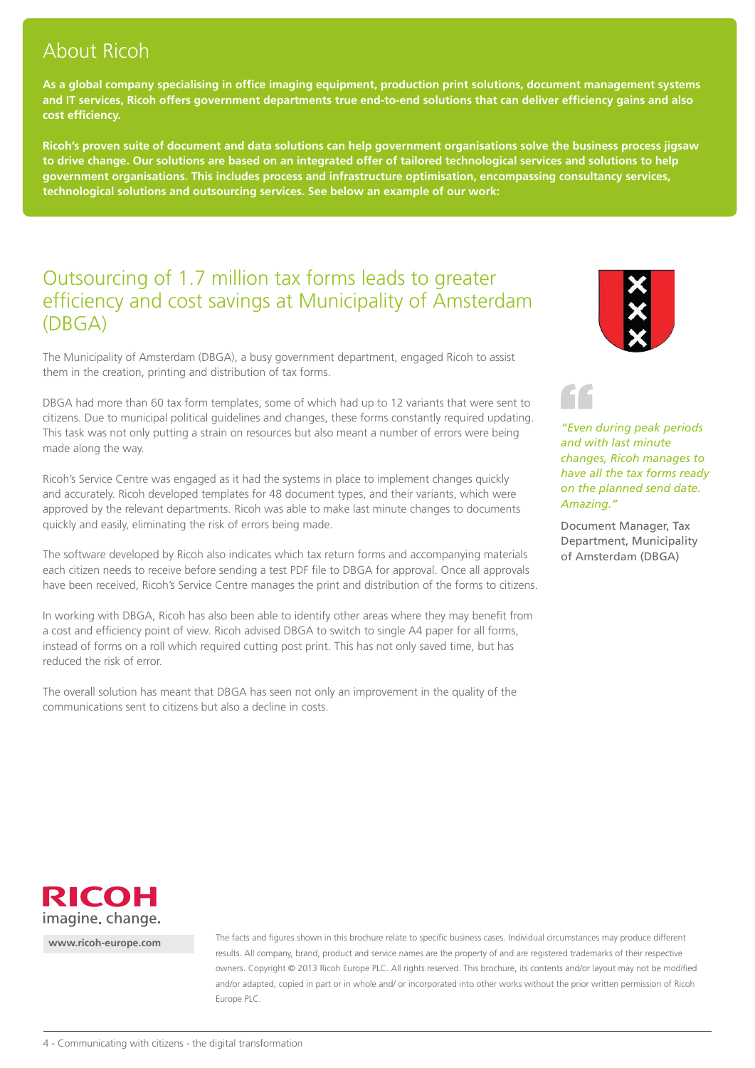## About Ricoh

**As a global company specialising in office imaging equipment, production print solutions, document management systems and IT services, Ricoh offers government departments true end-to-end solutions that can deliver efficiency gains and also cost efficiency.**

**Ricoh's proven suite of document and data solutions can help government organisations solve the business process jigsaw to drive change. Our solutions are based on an integrated offer of tailored technological services and solutions to help government organisations. This includes process and infrastructure optimisation, encompassing consultancy services, technological solutions and outsourcing services. See below an example of our work:**

## Outsourcing of 1.7 million tax forms leads to greater efficiency and cost savings at Municipality of Amsterdam (DBGA)

The Municipality of Amsterdam (DBGA), a busy government department, engaged Ricoh to assist them in the creation, printing and distribution of tax forms.

DBGA had more than 60 tax form templates, some of which had up to 12 variants that were sent to citizens. Due to municipal political guidelines and changes, these forms constantly required updating. This task was not only putting a strain on resources but also meant a number of errors were being made along the way.

Ricoh's Service Centre was engaged as it had the systems in place to implement changes quickly and accurately. Ricoh developed templates for 48 document types, and their variants, which were approved by the relevant departments. Ricoh was able to make last minute changes to documents quickly and easily, eliminating the risk of errors being made.

The software developed by Ricoh also indicates which tax return forms and accompanying materials each citizen needs to receive before sending a test PDF file to DBGA for approval. Once all approvals have been received, Ricoh's Service Centre manages the print and distribution of the forms to citizens.

In working with DBGA, Ricoh has also been able to identify other areas where they may benefit from a cost and efficiency point of view. Ricoh advised DBGA to switch to single A4 paper for all forms, instead of forms on a roll which required cutting post print. This has not only saved time, but has reduced the risk of error.

The overall solution has meant that DBGA has seen not only an improvement in the quality of the communications sent to citizens but also a decline in costs.

> *"Even during peak periods and with last minute changes, Ricoh manages to have all the tax forms ready on the planned send date. Amazing."*
>
> Document Manager, Tax Department, Municipality of Amsterdam (DBGA)

RICOH
imagine. change.

**www.ricoh-europe.com**

The facts and figures shown in this brochure relate to specific business cases. Individual circumstances may produce different results. All company, brand, product and service names are the property of and are registered trademarks of their respective owners. Copyright © 2013 Ricoh Europe PLC. All rights reserved. This brochure, its contents and/or layout may not be modified and/or adapted, copied in part or in whole and/ or incorporated into other works without the prior written permission of Ricoh Europe PLC.